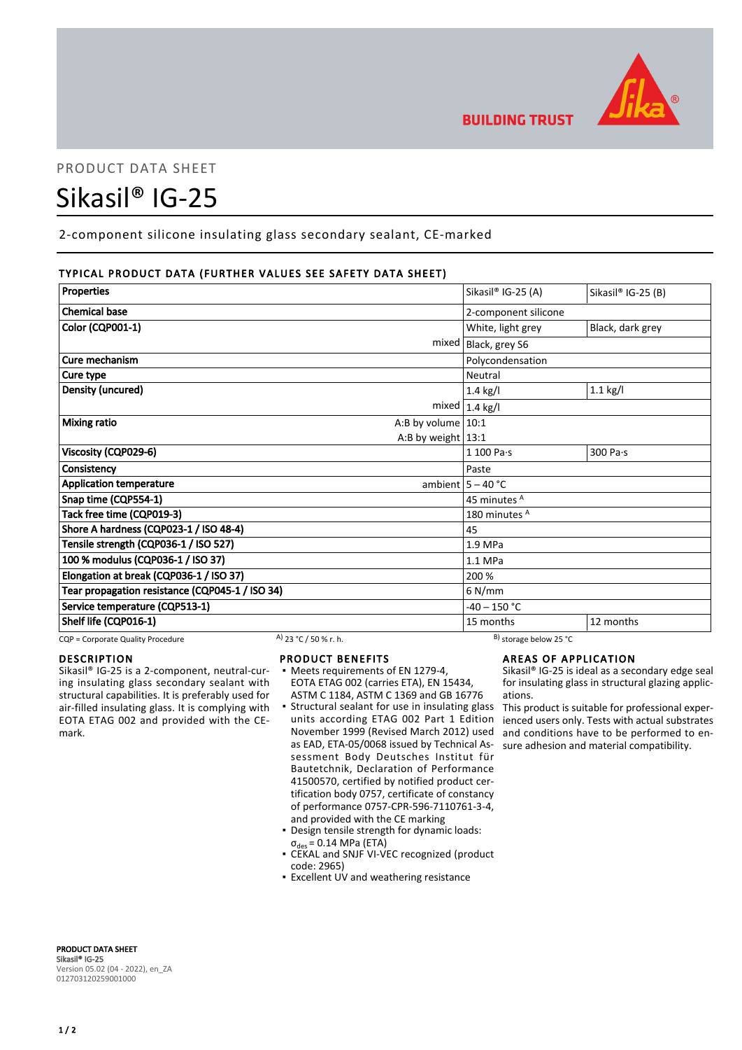PRODUCT DATA SHEET

# Sikasil® IG-25

2-component silicone insulating glass secondary sealant, CE-marked

## TYPICAL PRODUCT DATA (FURTHER VALUES SEE SAFETY DATA SHEET)

| Properties | | Sikasil® IG-25 (A) | Sikasil® IG-25 (B) |
|---|---|---|---|
| Chemical base | | 2-component silicone | |
| Color (CQP001-1) | | White, light grey | Black, dark grey |
| | mixed | Black, grey S6 | |
| Cure mechanism | | Polycondensation | |
| Cure type | | Neutral | |
| Density (uncured) | | 1.4 kg/l | 1.1 kg/l |
| | mixed | 1.4 kg/l | |
| Mixing ratio | A:B by volume | 10:1 | |
| | A:B by weight | 13:1 | |
| Viscosity (CQP029-6) | | 1 100 Pa·s | 300 Pa·s |
| Consistency | | Paste | |
| Application temperature | ambient | 5 – 40 °C | |
| Snap time (CQP554-1) | | 45 minutes [A] | |
| Tack free time (CQP019-3) | | 180 minutes [A] | |
| Shore A hardness (CQP023-1 / ISO 48-4) | | 45 | |
| Tensile strength (CQP036-1 / ISO 527) | | 1.9 MPa | |
| 100 % modulus (CQP036-1 / ISO 37) | | 1.1 MPa | |
| Elongation at break (CQP036-1 / ISO 37) | | 200 % | |
| Tear propagation resistance (CQP045-1 / ISO 34) | | 6 N/mm | |
| Service temperature (CQP513-1) | | -40 – 150 °C | |
| Shelf life (CQP016-1) | | 15 months | 12 months |

CQP = Corporate Quality Procedure    A) 23 °C / 50 % r. h.    B) storage below 25 °C

## DESCRIPTION

Sikasil® IG-25 is a 2-component, neutral-curing insulating glass secondary sealant with structural capabilities. It is preferably used for air-filled insulating glass. It is complying with EOTA ETAG 002 and provided with the CE-mark.

## PRODUCT BENEFITS

- Meets requirements of EN 1279-4, EOTA ETAG 002 (carries ETA), EN 15434, ASTM C 1184, ASTM C 1369 and GB 16776
- Structural sealant for use in insulating glass units according ETAG 002 Part 1 Edition November 1999 (Revised March 2012) used as EAD, ETA-05/0068 issued by Technical Assessment Body Deutsches Institut für Bautetchnik, Declaration of Performance 41500570, certified by notified product certification body 0757, certificate of constancy of performance 0757-CPR-596-7110761-3-4, and provided with the CE marking
- Design tensile strength for dynamic loads: $\sigma_{des}$ = 0.14 MPa (ETA)
- CEKAL and SNJF VI-VEC recognized (product code: 2965)
- Excellent UV and weathering resistance

## AREAS OF APPLICATION

Sikasil® IG-25 is ideal as a secondary edge seal for insulating glass in structural glazing applications.

This product is suitable for professional experienced users only. Tests with actual substrates and conditions have to be performed to ensure adhesion and material compatibility.

**PRODUCT DATA SHEET**
**Sikasil® IG-25**
Version 05.02 (04 - 2022), en_ZA
012703120259001000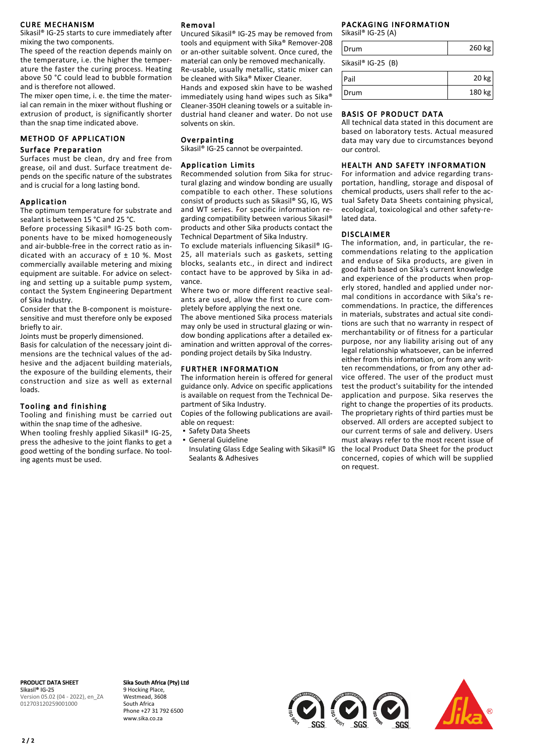## CURE MECHANISM

Sikasil® IG-25 starts to cure immediately after mixing the two components.

The speed of the reaction depends mainly on the temperature, i.e. the higher the temperature the faster the curing process. Heating above 50 °C could lead to bubble formation and is therefore not allowed.

The mixer open time, i. e. the time the material can remain in the mixer without flushing or extrusion of product, is significantly shorter than the snap time indicated above.

## METHOD OF APPLICATION

### Surface Preparation

Surfaces must be clean, dry and free from grease, oil and dust. Surface treatment depends on the specific nature of the substrates and is crucial for a long lasting bond.

### Application

The optimum temperature for substrate and sealant is between 15 °C and 25 °C.

Before processing Sikasil® IG-25 both components have to be mixed homogeneously and air-bubble-free in the correct ratio as indicated with an accuracy of ± 10 %. Most commercially available metering and mixing equipment are suitable. For advice on selecting and setting up a suitable pump system, contact the System Engineering Department of Sika Industry.

Consider that the B-component is moisture-sensitive and must therefore only be exposed briefly to air.

Joints must be properly dimensioned.

Basis for calculation of the necessary joint dimensions are the technical values of the adhesive and the adjacent building materials, the exposure of the building elements, their construction and size as well as external loads.

### Tooling and finishing

Tooling and finishing must be carried out within the snap time of the adhesive.

When tooling freshly applied Sikasil® IG-25, press the adhesive to the joint flanks to get a good wetting of the bonding surface. No tooling agents must be used.

### Removal

Uncured Sikasil® IG-25 may be removed from tools and equipment with Sika® Remover-208 or an-other suitable solvent. Once cured, the material can only be removed mechanically.

Re-usable, usually metallic, static mixer can be cleaned with Sika® Mixer Cleaner.

Hands and exposed skin have to be washed immediately using hand wipes such as Sika® Cleaner-350H cleaning towels or a suitable industrial hand cleaner and water. Do not use solvents on skin.

### Overpainting

Sikasil® IG-25 cannot be overpainted.

### Application Limits

Recommended solution from Sika for structural glazing and window bonding are usually compatible to each other. These solutions consist of products such as Sikasil® SG, IG, WS and WT series. For specific information regarding compatibility between various Sikasil® products and other Sika products contact the Technical Department of Sika Industry.

To exclude materials influencing Sikasil® IG-25, all materials such as gaskets, setting blocks, sealants etc., in direct and indirect contact have to be approved by Sika in advance.

Where two or more different reactive sealants are used, allow the first to cure completely before applying the next one.

The above mentioned Sika process materials may only be used in structural glazing or window bonding applications after a detailed examination and written approval of the corresponding project details by Sika Industry.

## FURTHER INFORMATION

The information herein is offered for general guidance only. Advice on specific applications is available on request from the Technical Department of Sika Industry.

Copies of the following publications are available on request:

- Safety Data Sheets
- General Guideline
  Insulating Glass Edge Sealing with Sikasil® IG Sealants & Adhesives

## PACKAGING INFORMATION

Sikasil® IG-25 (A)

| | |
|---|---|
| Drum | 260 kg |

Sikasil® IG-25 (B)

| | |
|---|---|
| Pail | 20 kg |
| Drum | 180 kg |

## BASIS OF PRODUCT DATA

All technical data stated in this document are based on laboratory tests. Actual measured data may vary due to circumstances beyond our control.

## HEALTH AND SAFETY INFORMATION

For information and advice regarding transportation, handling, storage and disposal of chemical products, users shall refer to the actual Safety Data Sheets containing physical, ecological, toxicological and other safety-related data.

## DISCLAIMER

The information, and, in particular, the recommendations relating to the application and enduse of Sika products, are given in good faith based on Sika's current knowledge and experience of the products when properly stored, handled and applied under normal conditions in accordance with Sika's recommendations. In practice, the differences in materials, substrates and actual site conditions are such that no warranty in respect of merchantability or of fitness for a particular purpose, nor any liability arising out of any legal relationship whatsoever, can be inferred either from this information, or from any written recommendations, or from any other advice offered. The user of the product must test the product's suitability for the intended application and purpose. Sika reserves the right to change the properties of its products. The proprietary rights of third parties must be observed. All orders are accepted subject to our current terms of sale and delivery. Users must always refer to the most recent issue of the local Product Data Sheet for the product concerned, copies of which will be supplied on request.

**PRODUCT DATA SHEET**
**Sikasil® IG-25**
Version 05.02 (04 - 2022), en_ZA
012703120259001000

**Sika South Africa (Pty) Ltd**
9 Hocking Place,
Westmead, 3608
South Africa
Phone +27 31 792 6500
www.sika.co.za